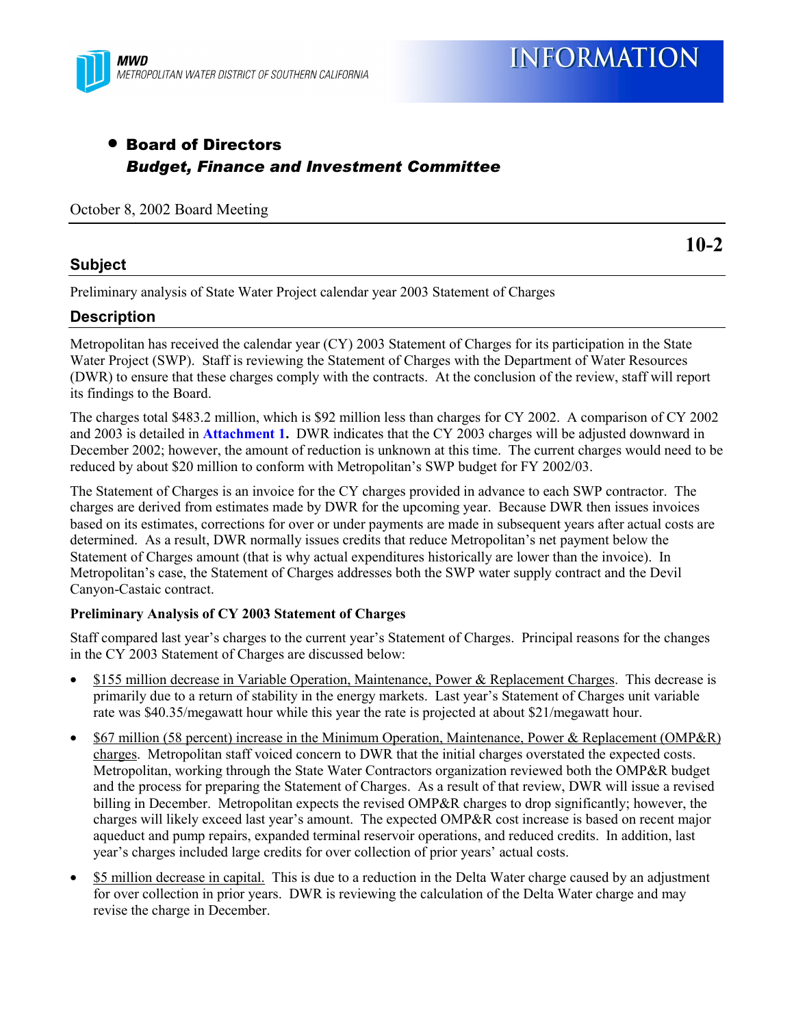MWD
METROPOLITAN WATER DISTRICT OF SOUTHERN CALIFORNIA

# INFORMATION

- **Board of Directors**
  ***Budget, Finance and Investment Committee***

October 8, 2002 Board Meeting

**10-2**

## Subject

Preliminary analysis of State Water Project calendar year 2003 Statement of Charges

## Description

Metropolitan has received the calendar year (CY) 2003 Statement of Charges for its participation in the State Water Project (SWP). Staff is reviewing the Statement of Charges with the Department of Water Resources (DWR) to ensure that these charges comply with the contracts. At the conclusion of the review, staff will report its findings to the Board.

The charges total $483.2 million, which is $92 million less than charges for CY 2002. A comparison of CY 2002 and 2003 is detailed in **Attachment 1.** DWR indicates that the CY 2003 charges will be adjusted downward in December 2002; however, the amount of reduction is unknown at this time. The current charges would need to be reduced by about $20 million to conform with Metropolitan's SWP budget for FY 2002/03.

The Statement of Charges is an invoice for the CY charges provided in advance to each SWP contractor. The charges are derived from estimates made by DWR for the upcoming year. Because DWR then issues invoices based on its estimates, corrections for over or under payments are made in subsequent years after actual costs are determined. As a result, DWR normally issues credits that reduce Metropolitan's net payment below the Statement of Charges amount (that is why actual expenditures historically are lower than the invoice). In Metropolitan's case, the Statement of Charges addresses both the SWP water supply contract and the Devil Canyon-Castaic contract.

**Preliminary Analysis of CY 2003 Statement of Charges**

Staff compared last year's charges to the current year's Statement of Charges. Principal reasons for the changes in the CY 2003 Statement of Charges are discussed below:

- $155 million decrease in Variable Operation, Maintenance, Power & Replacement Charges. This decrease is primarily due to a return of stability in the energy markets. Last year's Statement of Charges unit variable rate was $40.35/megawatt hour while this year the rate is projected at about $21/megawatt hour.
- $67 million (58 percent) increase in the Minimum Operation, Maintenance, Power & Replacement (OMP&R) charges. Metropolitan staff voiced concern to DWR that the initial charges overstated the expected costs. Metropolitan, working through the State Water Contractors organization reviewed both the OMP&R budget and the process for preparing the Statement of Charges. As a result of that review, DWR will issue a revised billing in December. Metropolitan expects the revised OMP&R charges to drop significantly; however, the charges will likely exceed last year's amount. The expected OMP&R cost increase is based on recent major aqueduct and pump repairs, expanded terminal reservoir operations, and reduced credits. In addition, last year's charges included large credits for over collection of prior years' actual costs.
- $5 million decrease in capital. This is due to a reduction in the Delta Water charge caused by an adjustment for over collection in prior years. DWR is reviewing the calculation of the Delta Water charge and may revise the charge in December.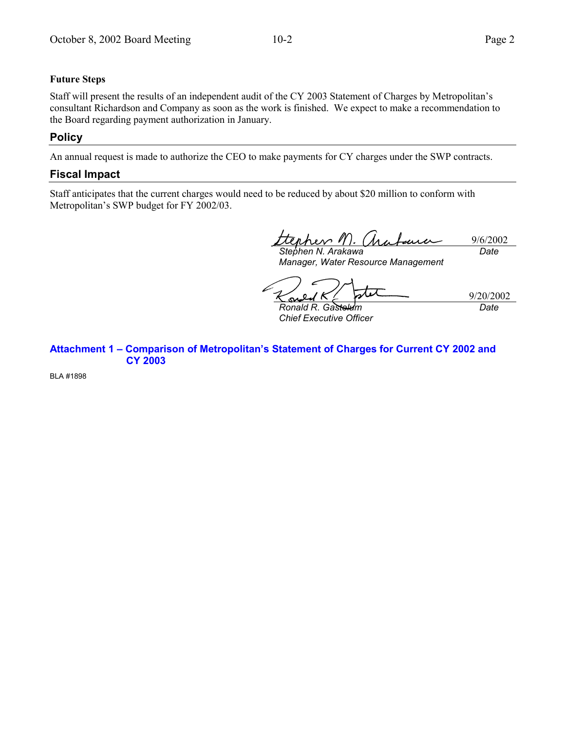**Future Steps**

Staff will present the results of an independent audit of the CY 2003 Statement of Charges by Metropolitan's consultant Richardson and Company as soon as the work is finished. We expect to make a recommendation to the Board regarding payment authorization in January.

## Policy

An annual request is made to authorize the CEO to make payments for CY charges under the SWP contracts.

## Fiscal Impact

Staff anticipates that the current charges would need to be reduced by about $20 million to conform with Metropolitan's SWP budget for FY 2002/03.

| | |
|---|---|
| *Stephen N. Arakawa*<br>*Manager, Water Resource Management* | 9/6/2002<br>*Date* |
| *Ronald R. Gastelum*<br>*Chief Executive Officer* | 9/20/2002<br>*Date* |

**Attachment 1 – Comparison of Metropolitan's Statement of Charges for Current CY 2002 and CY 2003**

BLA #1898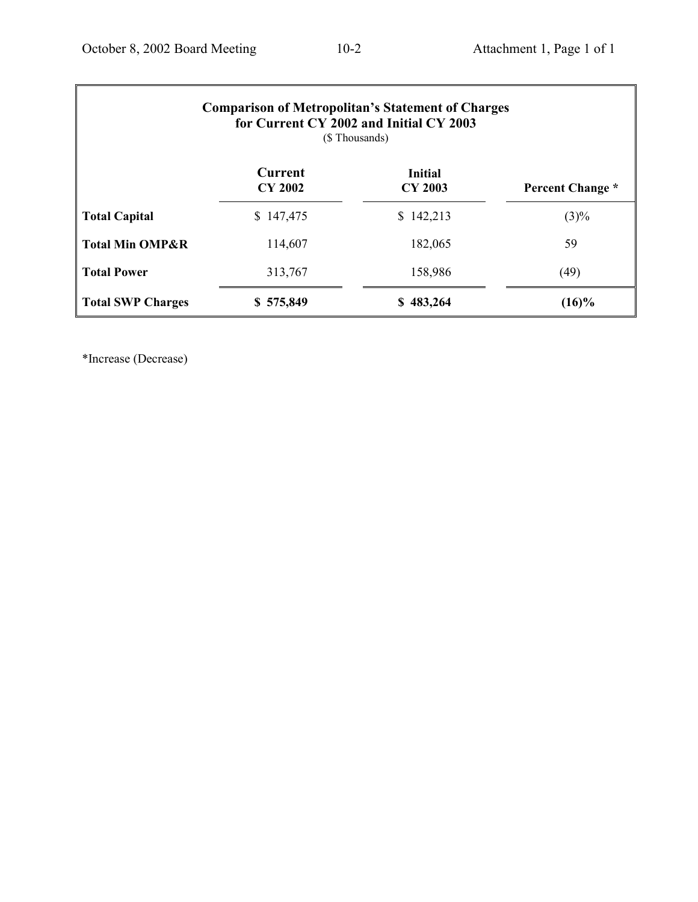**Comparison of Metropolitan's Statement of Charges for Current CY 2002 and Initial CY 2003**

(\$ Thousands)

| | Current CY 2002 | Initial CY 2003 | Percent Change * |
|---|---|---|---|
| **Total Capital** | \$ 147,475 | \$ 142,213 | (3)% |
| **Total Min OMP&R** | 114,607 | 182,065 | 59 |
| **Total Power** | 313,767 | 158,986 | (49) |
| **Total SWP Charges** | **\$ 575,849** | **\$ 483,264** | **(16)%** |

*Increase (Decrease)